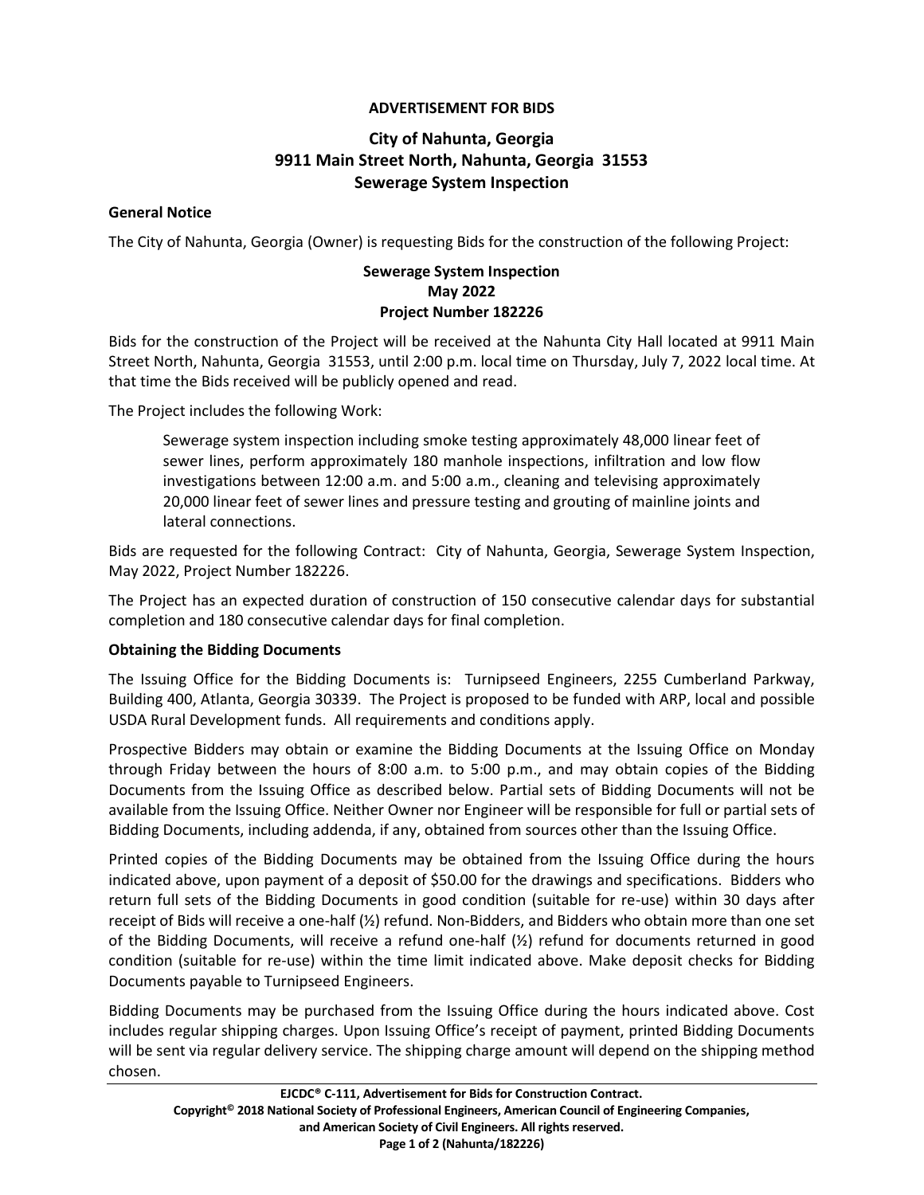# ADVERTISEMENT FOR BIDS

## City of Nahunta, Georgia
## 9911 Main Street North, Nahunta, Georgia 31553
## Sewerage System Inspection

**General Notice**

The City of Nahunta, Georgia (Owner) is requesting Bids for the construction of the following Project:

**Sewerage System Inspection**
**May 2022**
**Project Number 182226**

Bids for the construction of the Project will be received at the Nahunta City Hall located at 9911 Main Street North, Nahunta, Georgia 31553, until 2:00 p.m. local time on Thursday, July 7, 2022 local time. At that time the Bids received will be publicly opened and read.

The Project includes the following Work:

> Sewerage system inspection including smoke testing approximately 48,000 linear feet of sewer lines, perform approximately 180 manhole inspections, infiltration and low flow investigations between 12:00 a.m. and 5:00 a.m., cleaning and televising approximately 20,000 linear feet of sewer lines and pressure testing and grouting of mainline joints and lateral connections.

Bids are requested for the following Contract: City of Nahunta, Georgia, Sewerage System Inspection, May 2022, Project Number 182226.

The Project has an expected duration of construction of 150 consecutive calendar days for substantial completion and 180 consecutive calendar days for final completion.

**Obtaining the Bidding Documents**

The Issuing Office for the Bidding Documents is: Turnipseed Engineers, 2255 Cumberland Parkway, Building 400, Atlanta, Georgia 30339. The Project is proposed to be funded with ARP, local and possible USDA Rural Development funds. All requirements and conditions apply.

Prospective Bidders may obtain or examine the Bidding Documents at the Issuing Office on Monday through Friday between the hours of 8:00 a.m. to 5:00 p.m., and may obtain copies of the Bidding Documents from the Issuing Office as described below. Partial sets of Bidding Documents will not be available from the Issuing Office. Neither Owner nor Engineer will be responsible for full or partial sets of Bidding Documents, including addenda, if any, obtained from sources other than the Issuing Office.

Printed copies of the Bidding Documents may be obtained from the Issuing Office during the hours indicated above, upon payment of a deposit of $50.00 for the drawings and specifications. Bidders who return full sets of the Bidding Documents in good condition (suitable for re-use) within 30 days after receipt of Bids will receive a one-half (½) refund. Non-Bidders, and Bidders who obtain more than one set of the Bidding Documents, will receive a refund one-half (½) refund for documents returned in good condition (suitable for re-use) within the time limit indicated above. Make deposit checks for Bidding Documents payable to Turnipseed Engineers.

Bidding Documents may be purchased from the Issuing Office during the hours indicated above. Cost includes regular shipping charges. Upon Issuing Office's receipt of payment, printed Bidding Documents will be sent via regular delivery service. The shipping charge amount will depend on the shipping method chosen.

**EJCDC® C-111, Advertisement for Bids for Construction Contract.**
**Copyright© 2018 National Society of Professional Engineers, American Council of Engineering Companies, and American Society of Civil Engineers. All rights reserved.**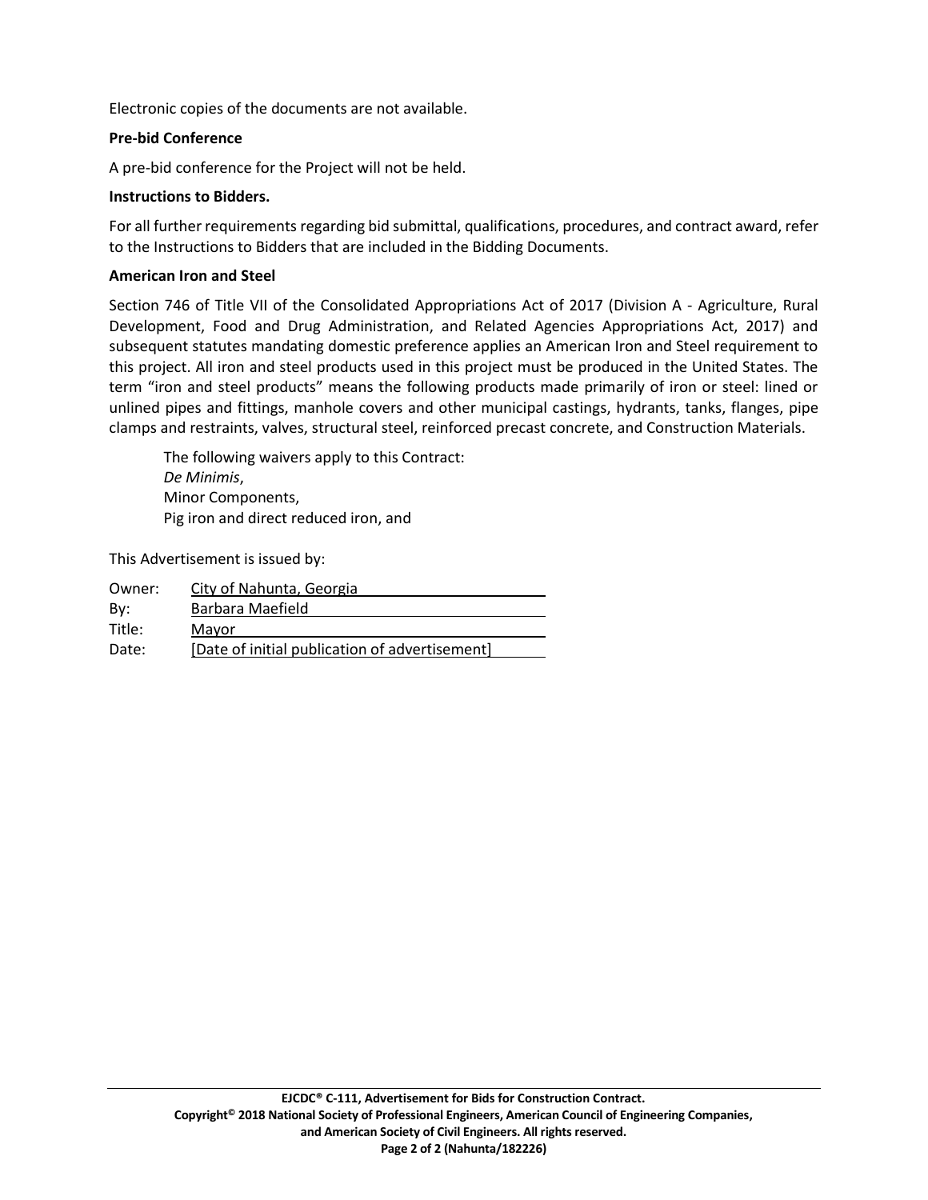Electronic copies of the documents are not available.

**Pre-bid Conference**

A pre-bid conference for the Project will not be held.

**Instructions to Bidders.**

For all further requirements regarding bid submittal, qualifications, procedures, and contract award, refer to the Instructions to Bidders that are included in the Bidding Documents.

**American Iron and Steel**

Section 746 of Title VII of the Consolidated Appropriations Act of 2017 (Division A - Agriculture, Rural Development, Food and Drug Administration, and Related Agencies Appropriations Act, 2017) and subsequent statutes mandating domestic preference applies an American Iron and Steel requirement to this project. All iron and steel products used in this project must be produced in the United States. The term "iron and steel products" means the following products made primarily of iron or steel: lined or unlined pipes and fittings, manhole covers and other municipal castings, hydrants, tanks, flanges, pipe clamps and restraints, valves, structural steel, reinforced precast concrete, and Construction Materials.

The following waivers apply to this Contract:
*De Minimis*,
Minor Components,
Pig iron and direct reduced iron, and

This Advertisement is issued by:

| | |
|---|---|
| Owner: | City of Nahunta, Georgia |
| By: | Barbara Maefield |
| Title: | Mayor |
| Date: | [Date of initial publication of advertisement] |

EJCDC® C-111, Advertisement for Bids for Construction Contract.
Copyright© 2018 National Society of Professional Engineers, American Council of Engineering Companies, and American Society of Civil Engineers. All rights reserved.